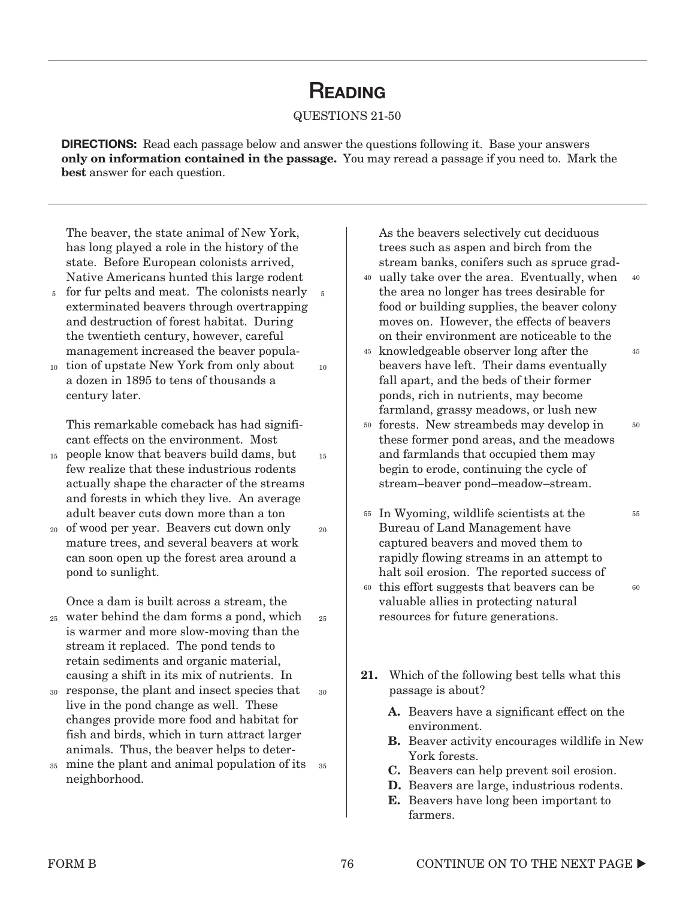# Reading

QUESTIONS 21-50

**DIRECTIONS:** Read each passage below and answer the questions following it. Base your answers **only on information contained in the passage.** You may reread a passage if you need to. Mark the **best** answer for each question.

The beaver, the state animal of New York, has long played a role in the history of the state. Before European colonists arrived, Native Americans hunted this large rodent for fur pelts and meat. The colonists nearly exterminated beavers through overtrapping and destruction of forest habitat. During the twentieth century, however, careful management increased the beaver population of upstate New York from only about a dozen in 1895 to tens of thousands a century later.

This remarkable comeback has had significant effects on the environment. Most people know that beavers build dams, but few realize that these industrious rodents actually shape the character of the streams and forests in which they live. An average adult beaver cuts down more than a ton of wood per year. Beavers cut down only mature trees, and several beavers at work can soon open up the forest area around a pond to sunlight.

Once a dam is built across a stream, the water behind the dam forms a pond, which is warmer and more slow-moving than the stream it replaced. The pond tends to retain sediments and organic material, causing a shift in its mix of nutrients. In response, the plant and insect species that live in the pond change as well. These changes provide more food and habitat for fish and birds, which in turn attract larger animals. Thus, the beaver helps to determine the plant and animal population of its neighborhood.

As the beavers selectively cut deciduous trees such as aspen and birch from the stream banks, conifers such as spruce gradually take over the area. Eventually, when the area no longer has trees desirable for food or building supplies, the beaver colony moves on. However, the effects of beavers on their environment are noticeable to the knowledgeable observer long after the beavers have left. Their dams eventually fall apart, and the beds of their former ponds, rich in nutrients, may become farmland, grassy meadows, or lush new forests. New streambeds may develop in these former pond areas, and the meadows and farmlands that occupied them may begin to erode, continuing the cycle of stream–beaver pond–meadow–stream.

In Wyoming, wildlife scientists at the Bureau of Land Management have captured beavers and moved them to rapidly flowing streams in an attempt to halt soil erosion. The reported success of this effort suggests that beavers can be valuable allies in protecting natural resources for future generations.

**21.** Which of the following best tells what this passage is about?

- **A.** Beavers have a significant effect on the environment.
- **B.** Beaver activity encourages wildlife in New York forests.
- **C.** Beavers can help prevent soil erosion.
- **D.** Beavers are large, industrious rodents.
- **E.** Beavers have long been important to farmers.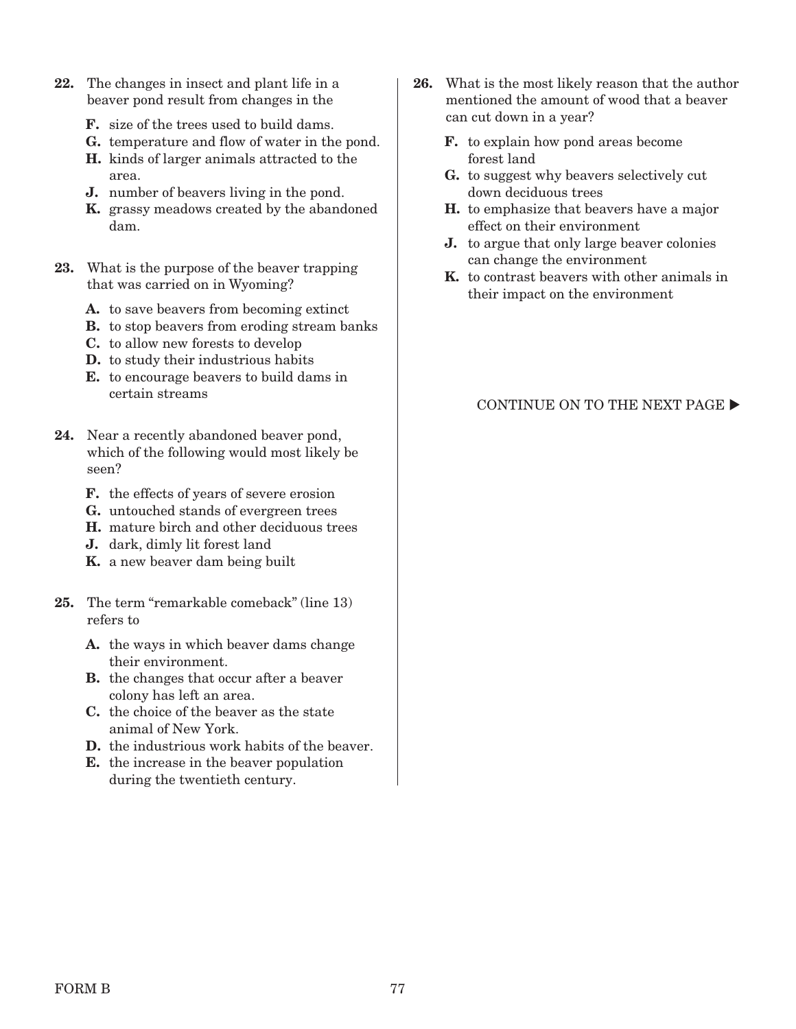**22.** The changes in insect and plant life in a beaver pond result from changes in the

- **F.** size of the trees used to build dams.
- **G.** temperature and flow of water in the pond.
- **H.** kinds of larger animals attracted to the area.
- **J.** number of beavers living in the pond.
- **K.** grassy meadows created by the abandoned dam.

**23.** What is the purpose of the beaver trapping that was carried on in Wyoming?

- **A.** to save beavers from becoming extinct
- **B.** to stop beavers from eroding stream banks
- **C.** to allow new forests to develop
- **D.** to study their industrious habits
- **E.** to encourage beavers to build dams in certain streams

**24.** Near a recently abandoned beaver pond, which of the following would most likely be seen?

- **F.** the effects of years of severe erosion
- **G.** untouched stands of evergreen trees
- **H.** mature birch and other deciduous trees
- **J.** dark, dimly lit forest land
- **K.** a new beaver dam being built

**25.** The term "remarkable comeback" (line 13) refers to

- **A.** the ways in which beaver dams change their environment.
- **B.** the changes that occur after a beaver colony has left an area.
- **C.** the choice of the beaver as the state animal of New York.
- **D.** the industrious work habits of the beaver.
- **E.** the increase in the beaver population during the twentieth century.

**26.** What is the most likely reason that the author mentioned the amount of wood that a beaver can cut down in a year?

- **F.** to explain how pond areas become forest land
- **G.** to suggest why beavers selectively cut down deciduous trees
- **H.** to emphasize that beavers have a major effect on their environment
- **J.** to argue that only large beaver colonies can change the environment
- **K.** to contrast beavers with other animals in their impact on the environment

CONTINUE ON TO THE NEXT PAGE ▶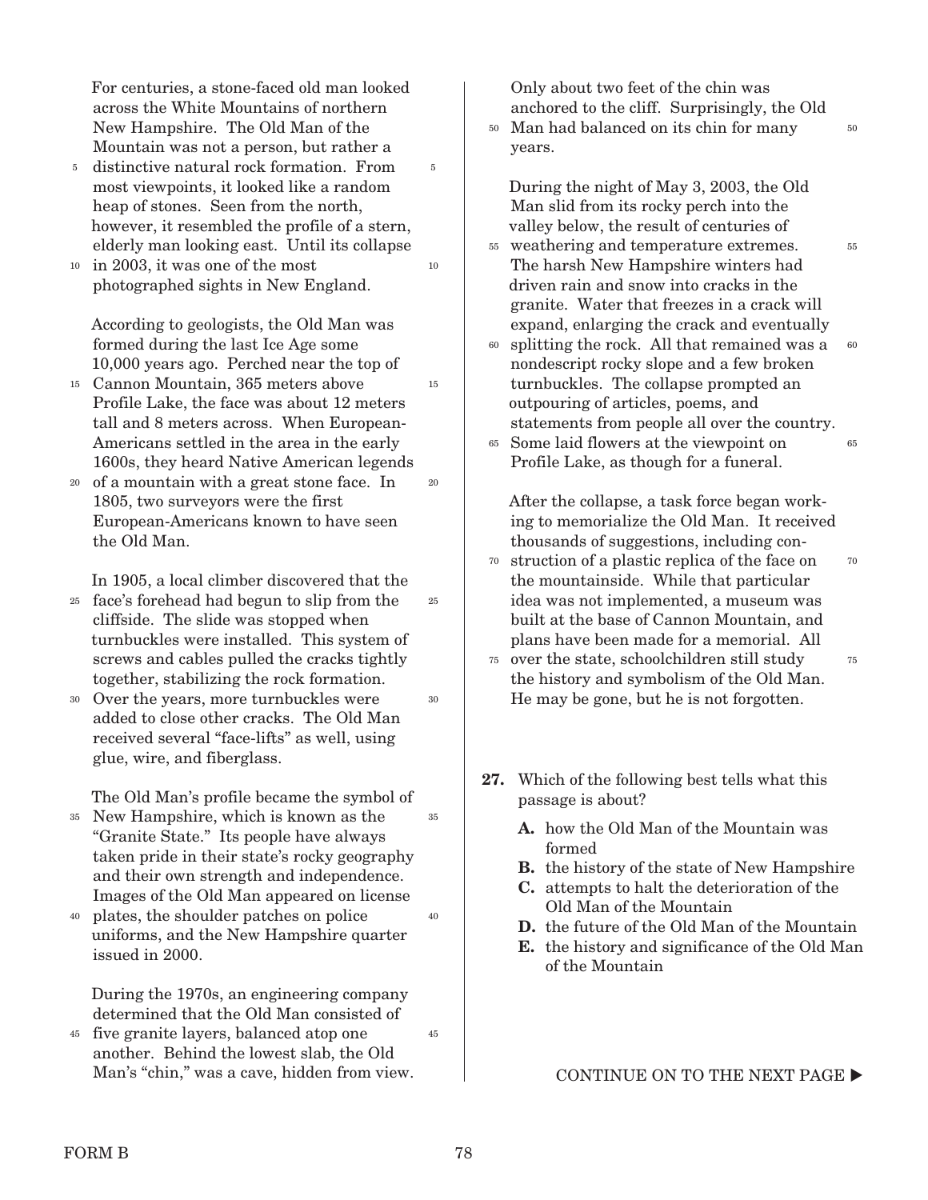For centuries, a stone-faced old man looked across the White Mountains of northern New Hampshire. The Old Man of the Mountain was not a person, but rather a distinctive natural rock formation. From most viewpoints, it looked like a random heap of stones. Seen from the north, however, it resembled the profile of a stern, elderly man looking east. Until its collapse in 2003, it was one of the most photographed sights in New England.

According to geologists, the Old Man was formed during the last Ice Age some 10,000 years ago. Perched near the top of Cannon Mountain, 365 meters above Profile Lake, the face was about 12 meters tall and 8 meters across. When European-Americans settled in the area in the early 1600s, they heard Native American legends of a mountain with a great stone face. In 1805, two surveyors were the first European-Americans known to have seen the Old Man.

In 1905, a local climber discovered that the face's forehead had begun to slip from the cliffside. The slide was stopped when turnbuckles were installed. This system of screws and cables pulled the cracks tightly together, stabilizing the rock formation. Over the years, more turnbuckles were added to close other cracks. The Old Man received several "face-lifts" as well, using glue, wire, and fiberglass.

The Old Man's profile became the symbol of New Hampshire, which is known as the "Granite State." Its people have always taken pride in their state's rocky geography and their own strength and independence. Images of the Old Man appeared on license plates, the shoulder patches on police uniforms, and the New Hampshire quarter issued in 2000.

During the 1970s, an engineering company determined that the Old Man consisted of five granite layers, balanced atop one another. Behind the lowest slab, the Old Man's "chin," was a cave, hidden from view. Only about two feet of the chin was anchored to the cliff. Surprisingly, the Old Man had balanced on its chin for many years.

During the night of May 3, 2003, the Old Man slid from its rocky perch into the valley below, the result of centuries of weathering and temperature extremes. The harsh New Hampshire winters had driven rain and snow into cracks in the granite. Water that freezes in a crack will expand, enlarging the crack and eventually splitting the rock. All that remained was a nondescript rocky slope and a few broken turnbuckles. The collapse prompted an outpouring of articles, poems, and statements from people all over the country. Some laid flowers at the viewpoint on Profile Lake, as though for a funeral.

After the collapse, a task force began working to memorialize the Old Man. It received thousands of suggestions, including construction of a plastic replica of the face on the mountainside. While that particular idea was not implemented, a museum was built at the base of Cannon Mountain, and plans have been made for a memorial. All over the state, schoolchildren still study the history and symbolism of the Old Man. He may be gone, but he is not forgotten.

**27.** Which of the following best tells what this passage is about?

- **A.** how the Old Man of the Mountain was formed
- **B.** the history of the state of New Hampshire
- **C.** attempts to halt the deterioration of the Old Man of the Mountain
- **D.** the future of the Old Man of the Mountain
- **E.** the history and significance of the Old Man of the Mountain

CONTINUE ON TO THE NEXT PAGE ▶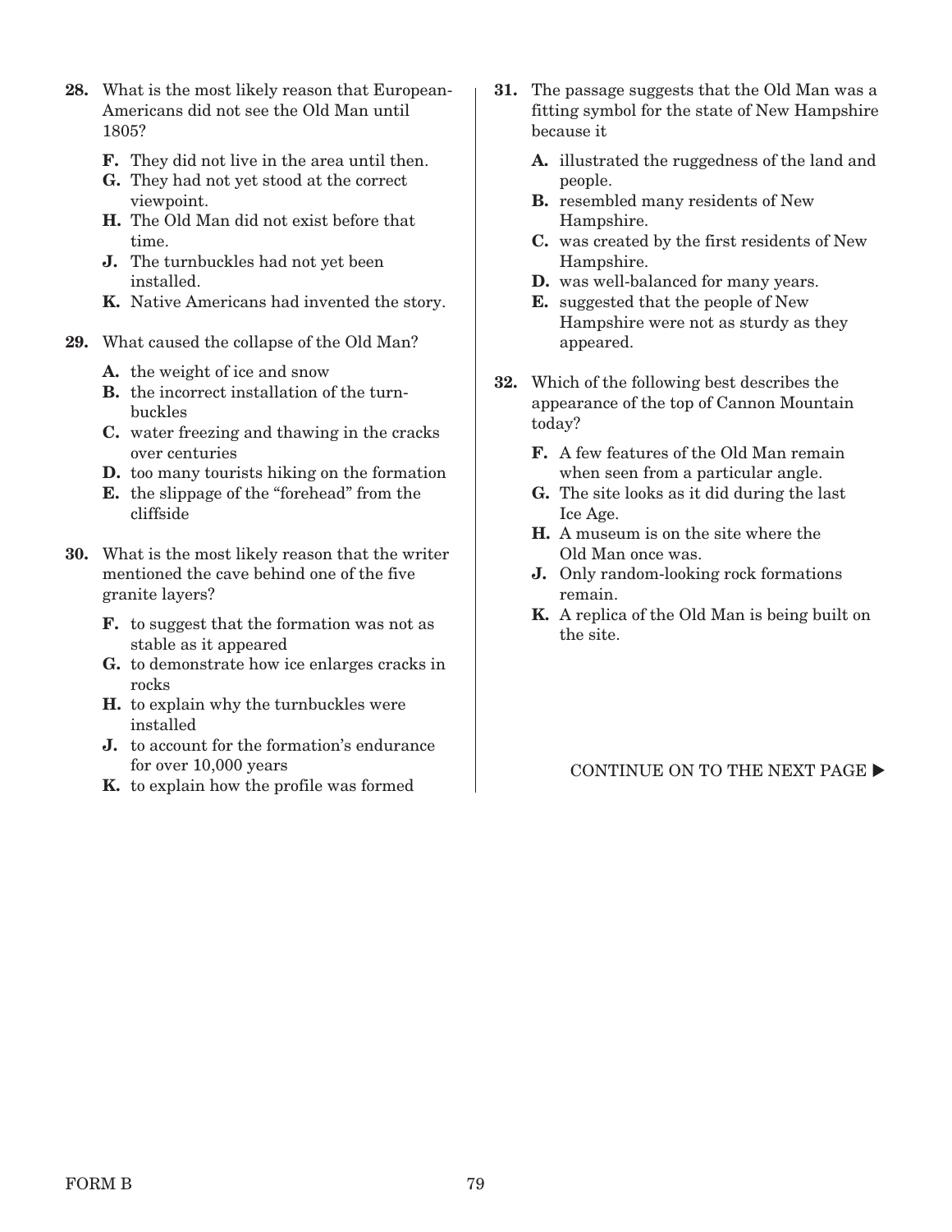**28.** What is the most likely reason that European-Americans did not see the Old Man until 1805?

- **F.** They did not live in the area until then.
- **G.** They had not yet stood at the correct viewpoint.
- **H.** The Old Man did not exist before that time.
- **J.** The turnbuckles had not yet been installed.
- **K.** Native Americans had invented the story.

**29.** What caused the collapse of the Old Man?

- **A.** the weight of ice and snow
- **B.** the incorrect installation of the turnbuckles
- **C.** water freezing and thawing in the cracks over centuries
- **D.** too many tourists hiking on the formation
- **E.** the slippage of the "forehead" from the cliffside

**30.** What is the most likely reason that the writer mentioned the cave behind one of the five granite layers?

- **F.** to suggest that the formation was not as stable as it appeared
- **G.** to demonstrate how ice enlarges cracks in rocks
- **H.** to explain why the turnbuckles were installed
- **J.** to account for the formation's endurance for over 10,000 years
- **K.** to explain how the profile was formed

**31.** The passage suggests that the Old Man was a fitting symbol for the state of New Hampshire because it

- **A.** illustrated the ruggedness of the land and people.
- **B.** resembled many residents of New Hampshire.
- **C.** was created by the first residents of New Hampshire.
- **D.** was well-balanced for many years.
- **E.** suggested that the people of New Hampshire were not as sturdy as they appeared.

**32.** Which of the following best describes the appearance of the top of Cannon Mountain today?

- **F.** A few features of the Old Man remain when seen from a particular angle.
- **G.** The site looks as it did during the last Ice Age.
- **H.** A museum is on the site where the Old Man once was.
- **J.** Only random-looking rock formations remain.
- **K.** A replica of the Old Man is being built on the site.

CONTINUE ON TO THE NEXT PAGE ▶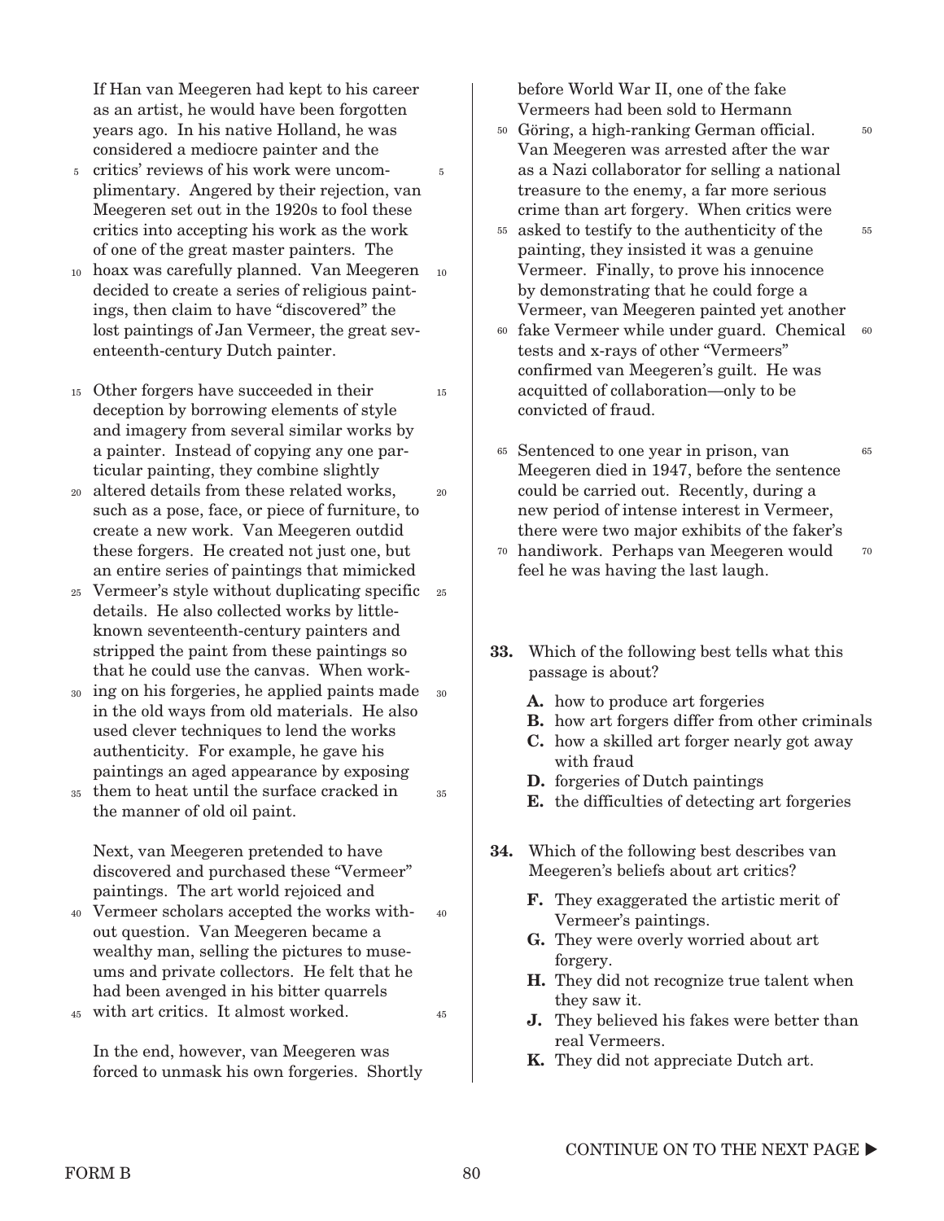If Han van Meegeren had kept to his career as an artist, he would have been forgotten years ago. In his native Holland, he was considered a mediocre painter and the critics' reviews of his work were uncomplimentary. Angered by their rejection, van Meegeren set out in the 1920s to fool these critics into accepting his work as the work of one of the great master painters. The hoax was carefully planned. Van Meegeren decided to create a series of religious paintings, then claim to have "discovered" the lost paintings of Jan Vermeer, the great seventeenth-century Dutch painter.

Other forgers have succeeded in their deception by borrowing elements of style and imagery from several similar works by a painter. Instead of copying any one particular painting, they combine slightly altered details from these related works, such as a pose, face, or piece of furniture, to create a new work. Van Meegeren outdid these forgers. He created not just one, but an entire series of paintings that mimicked Vermeer's style without duplicating specific details. He also collected works by little-known seventeenth-century painters and stripped the paint from these paintings so that he could use the canvas. When working on his forgeries, he applied paints made in the old ways from old materials. He also used clever techniques to lend the works authenticity. For example, he gave his paintings an aged appearance by exposing them to heat until the surface cracked in the manner of old oil paint.

Next, van Meegeren pretended to have discovered and purchased these "Vermeer" paintings. The art world rejoiced and Vermeer scholars accepted the works without question. Van Meegeren became a wealthy man, selling the pictures to museums and private collectors. He felt that he had been avenged in his bitter quarrels with art critics. It almost worked.

In the end, however, van Meegeren was forced to unmask his own forgeries. Shortly before World War II, one of the fake Vermeers had been sold to Hermann Göring, a high-ranking German official. Van Meegeren was arrested after the war as a Nazi collaborator for selling a national treasure to the enemy, a far more serious crime than art forgery. When critics were asked to testify to the authenticity of the painting, they insisted it was a genuine Vermeer. Finally, to prove his innocence by demonstrating that he could forge a Vermeer, van Meegeren painted yet another fake Vermeer while under guard. Chemical tests and x-rays of other "Vermeers" confirmed van Meegeren's guilt. He was acquitted of collaboration—only to be convicted of fraud.

Sentenced to one year in prison, van Meegeren died in 1947, before the sentence could be carried out. Recently, during a new period of intense interest in Vermeer, there were two major exhibits of the faker's handiwork. Perhaps van Meegeren would feel he was having the last laugh.

**33.** Which of the following best tells what this passage is about?

- **A.** how to produce art forgeries
- **B.** how art forgers differ from other criminals
- **C.** how a skilled art forger nearly got away with fraud
- **D.** forgeries of Dutch paintings
- **E.** the difficulties of detecting art forgeries

**34.** Which of the following best describes van Meegeren's beliefs about art critics?

- **F.** They exaggerated the artistic merit of Vermeer's paintings.
- **G.** They were overly worried about art forgery.
- **H.** They did not recognize true talent when they saw it.
- **J.** They believed his fakes were better than real Vermeers.
- **K.** They did not appreciate Dutch art.

CONTINUE ON TO THE NEXT PAGE ▶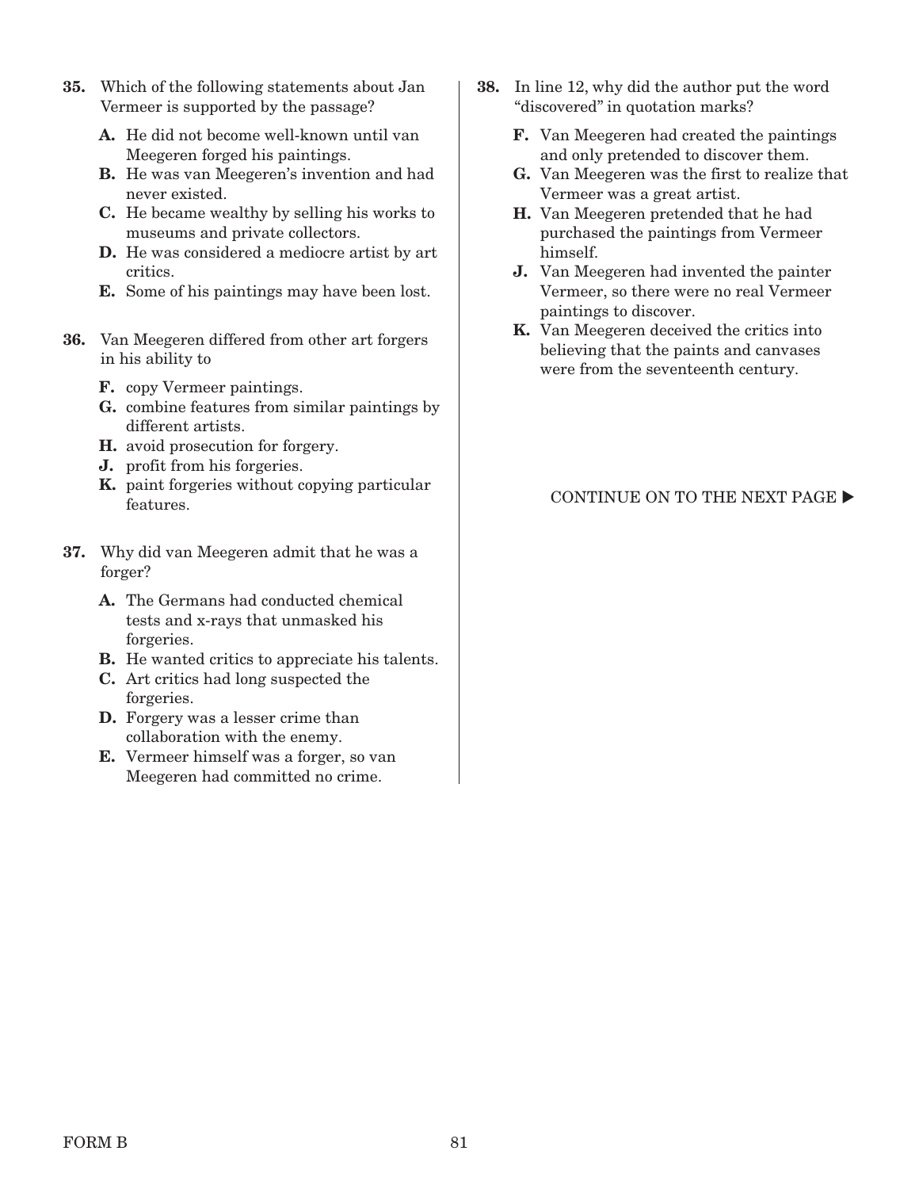**35.** Which of the following statements about Jan Vermeer is supported by the passage?

- **A.** He did not become well-known until van Meegeren forged his paintings.
- **B.** He was van Meegeren's invention and had never existed.
- **C.** He became wealthy by selling his works to museums and private collectors.
- **D.** He was considered a mediocre artist by art critics.
- **E.** Some of his paintings may have been lost.

**36.** Van Meegeren differed from other art forgers in his ability to

- **F.** copy Vermeer paintings.
- **G.** combine features from similar paintings by different artists.
- **H.** avoid prosecution for forgery.
- **J.** profit from his forgeries.
- **K.** paint forgeries without copying particular features.

**37.** Why did van Meegeren admit that he was a forger?

- **A.** The Germans had conducted chemical tests and x-rays that unmasked his forgeries.
- **B.** He wanted critics to appreciate his talents.
- **C.** Art critics had long suspected the forgeries.
- **D.** Forgery was a lesser crime than collaboration with the enemy.
- **E.** Vermeer himself was a forger, so van Meegeren had committed no crime.

**38.** In line 12, why did the author put the word "discovered" in quotation marks?

- **F.** Van Meegeren had created the paintings and only pretended to discover them.
- **G.** Van Meegeren was the first to realize that Vermeer was a great artist.
- **H.** Van Meegeren pretended that he had purchased the paintings from Vermeer himself.
- **J.** Van Meegeren had invented the painter Vermeer, so there were no real Vermeer paintings to discover.
- **K.** Van Meegeren deceived the critics into believing that the paints and canvases were from the seventeenth century.

CONTINUE ON TO THE NEXT PAGE ▶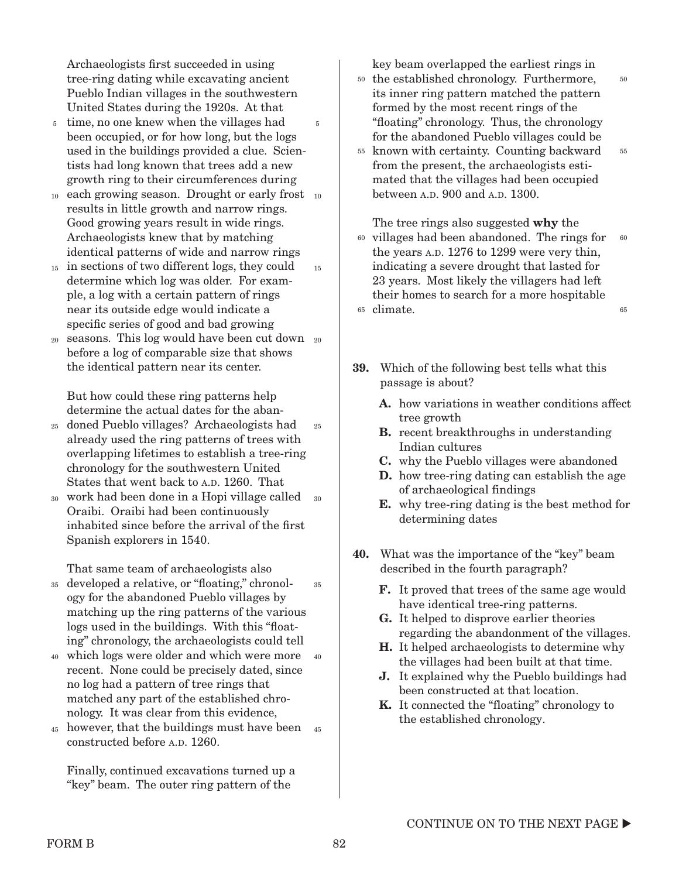Archaeologists first succeeded in using tree-ring dating while excavating ancient Pueblo Indian villages in the southwestern United States during the 1920s. At that time, no one knew when the villages had been occupied, or for how long, but the logs used in the buildings provided a clue. Scientists had long known that trees add a new growth ring to their circumferences during each growing season. Drought or early frost results in little growth and narrow rings. Good growing years result in wide rings. Archaeologists knew that by matching identical patterns of wide and narrow rings in sections of two different logs, they could determine which log was older. For example, a log with a certain pattern of rings near its outside edge would indicate a specific series of good and bad growing seasons. This log would have been cut down before a log of comparable size that shows the identical pattern near its center.

But how could these ring patterns help determine the actual dates for the abandoned Pueblo villages? Archaeologists had already used the ring patterns of trees with overlapping lifetimes to establish a tree-ring chronology for the southwestern United States that went back to A.D. 1260. That work had been done in a Hopi village called Oraibi. Oraibi had been continuously inhabited since before the arrival of the first Spanish explorers in 1540.

That same team of archaeologists also developed a relative, or "floating," chronology for the abandoned Pueblo villages by matching up the ring patterns of the various logs used in the buildings. With this "floating" chronology, the archaeologists could tell which logs were older and which were more recent. None could be precisely dated, since no log had a pattern of tree rings that matched any part of the established chronology. It was clear from this evidence, however, that the buildings must have been constructed before A.D. 1260.

Finally, continued excavations turned up a "key" beam. The outer ring pattern of the key beam overlapped the earliest rings in the established chronology. Furthermore, its inner ring pattern matched the pattern formed by the most recent rings of the "floating" chronology. Thus, the chronology for the abandoned Pueblo villages could be known with certainty. Counting backward from the present, the archaeologists estimated that the villages had been occupied between A.D. 900 and A.D. 1300.

The tree rings also suggested **why** the villages had been abandoned. The rings for the years A.D. 1276 to 1299 were very thin, indicating a severe drought that lasted for 23 years. Most likely the villagers had left their homes to search for a more hospitable climate.

**39.** Which of the following best tells what this passage is about?

- **A.** how variations in weather conditions affect tree growth
- **B.** recent breakthroughs in understanding Indian cultures
- **C.** why the Pueblo villages were abandoned
- **D.** how tree-ring dating can establish the age of archaeological findings
- **E.** why tree-ring dating is the best method for determining dates

**40.** What was the importance of the "key" beam described in the fourth paragraph?

- **F.** It proved that trees of the same age would have identical tree-ring patterns.
- **G.** It helped to disprove earlier theories regarding the abandonment of the villages.
- **H.** It helped archaeologists to determine why the villages had been built at that time.
- **J.** It explained why the Pueblo buildings had been constructed at that location.
- **K.** It connected the "floating" chronology to the established chronology.

CONTINUE ON TO THE NEXT PAGE ▶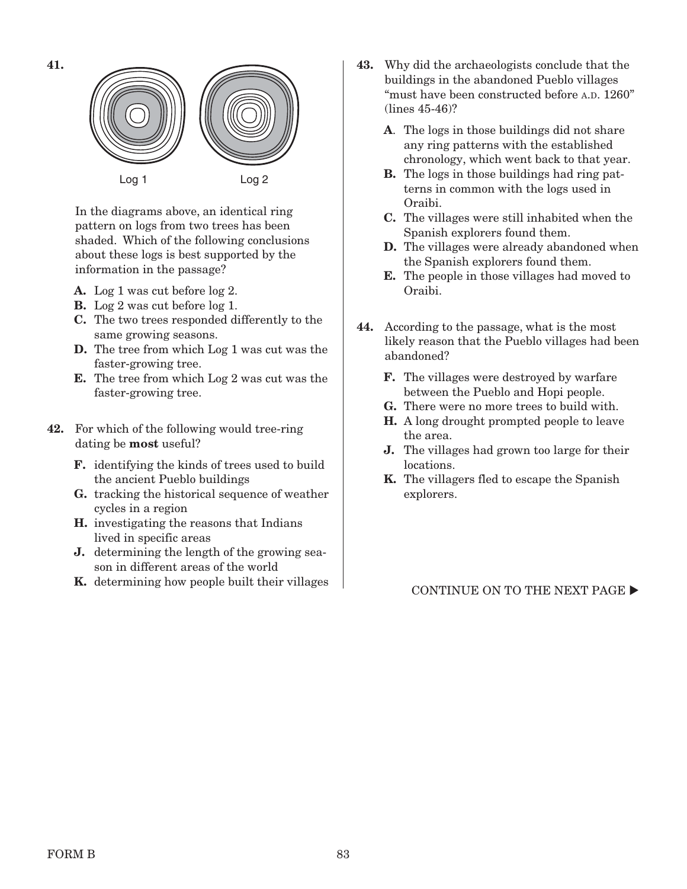**41.**

Log 1 Log 2

In the diagrams above, an identical ring pattern on logs from two trees has been shaded. Which of the following conclusions about these logs is best supported by the information in the passage?

- **A.** Log 1 was cut before log 2.
- **B.** Log 2 was cut before log 1.
- **C.** The two trees responded differently to the same growing seasons.
- **D.** The tree from which Log 1 was cut was the faster-growing tree.
- **E.** The tree from which Log 2 was cut was the faster-growing tree.

**42.** For which of the following would tree-ring dating be **most** useful?

- **F.** identifying the kinds of trees used to build the ancient Pueblo buildings
- **G.** tracking the historical sequence of weather cycles in a region
- **H.** investigating the reasons that Indians lived in specific areas
- **J.** determining the length of the growing season in different areas of the world
- **K.** determining how people built their villages

**43.** Why did the archaeologists conclude that the buildings in the abandoned Pueblo villages "must have been constructed before A.D. 1260" (lines 45-46)?

- **A.** The logs in those buildings did not share any ring patterns with the established chronology, which went back to that year.
- **B.** The logs in those buildings had ring patterns in common with the logs used in Oraibi.
- **C.** The villages were still inhabited when the Spanish explorers found them.
- **D.** The villages were already abandoned when the Spanish explorers found them.
- **E.** The people in those villages had moved to Oraibi.

**44.** According to the passage, what is the most likely reason that the Pueblo villages had been abandoned?

- **F.** The villages were destroyed by warfare between the Pueblo and Hopi people.
- **G.** There were no more trees to build with.
- **H.** A long drought prompted people to leave the area.
- **J.** The villages had grown too large for their locations.
- **K.** The villagers fled to escape the Spanish explorers.

CONTINUE ON TO THE NEXT PAGE ▶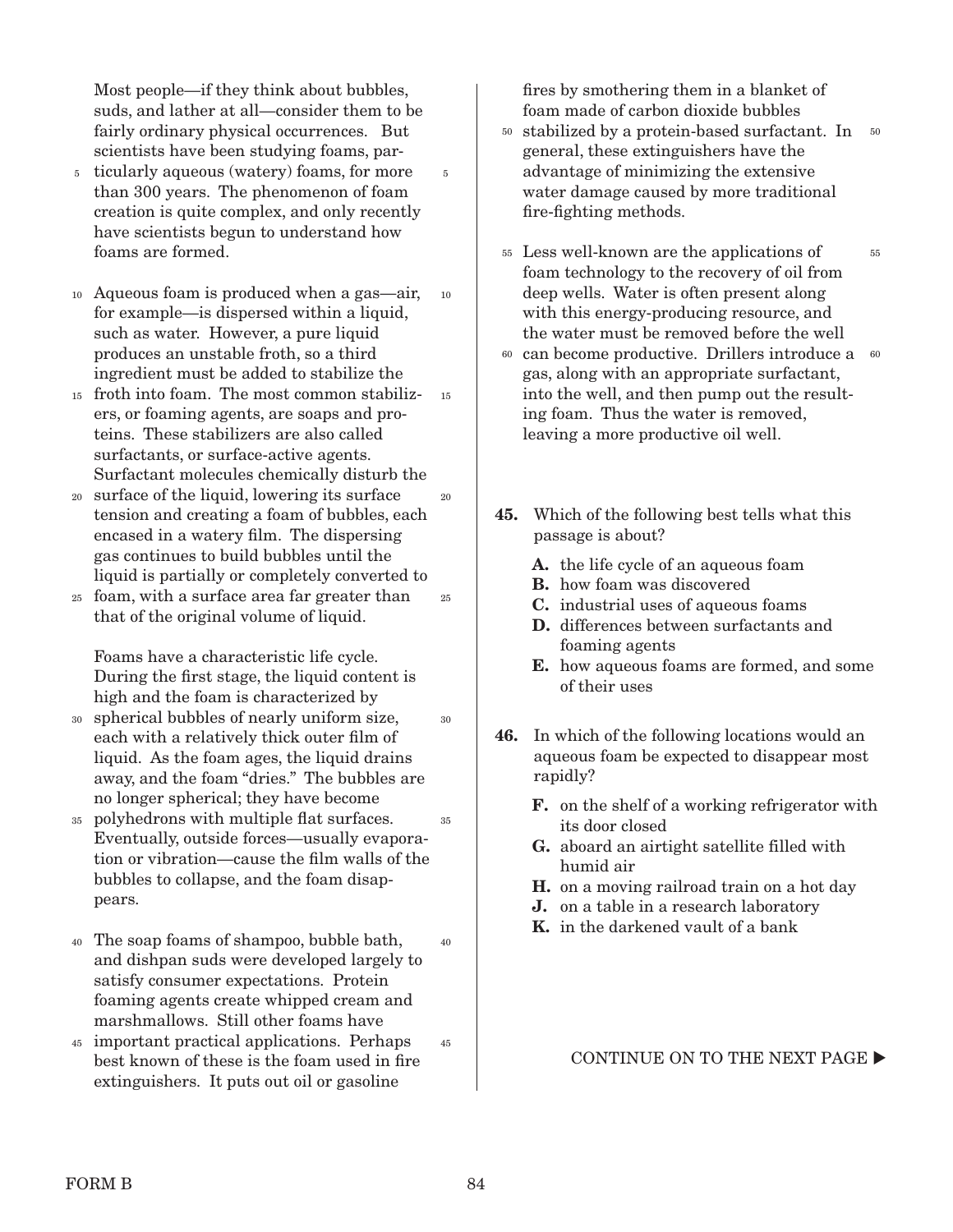Most people—if they think about bubbles, suds, and lather at all—consider them to be fairly ordinary physical occurrences. But scientists have been studying foams, particularly aqueous (watery) foams, for more than 300 years. The phenomenon of foam creation is quite complex, and only recently have scientists begun to understand how foams are formed.

Aqueous foam is produced when a gas—air, for example—is dispersed within a liquid, such as water. However, a pure liquid produces an unstable froth, so a third ingredient must be added to stabilize the froth into foam. The most common stabilizers, or foaming agents, are soaps and proteins. These stabilizers are also called surfactants, or surface-active agents. Surfactant molecules chemically disturb the surface of the liquid, lowering its surface tension and creating a foam of bubbles, each encased in a watery film. The dispersing gas continues to build bubbles until the liquid is partially or completely converted to foam, with a surface area far greater than that of the original volume of liquid.

Foams have a characteristic life cycle. During the first stage, the liquid content is high and the foam is characterized by spherical bubbles of nearly uniform size, each with a relatively thick outer film of liquid. As the foam ages, the liquid drains away, and the foam "dries." The bubbles are no longer spherical; they have become polyhedrons with multiple flat surfaces. Eventually, outside forces—usually evaporation or vibration—cause the film walls of the bubbles to collapse, and the foam disappears.

The soap foams of shampoo, bubble bath, and dishpan suds were developed largely to satisfy consumer expectations. Protein foaming agents create whipped cream and marshmallows. Still other foams have important practical applications. Perhaps best known of these is the foam used in fire extinguishers. It puts out oil or gasoline fires by smothering them in a blanket of foam made of carbon dioxide bubbles stabilized by a protein-based surfactant. In general, these extinguishers have the advantage of minimizing the extensive water damage caused by more traditional fire-fighting methods.

Less well-known are the applications of foam technology to the recovery of oil from deep wells. Water is often present along with this energy-producing resource, and the water must be removed before the well can become productive. Drillers introduce a gas, along with an appropriate surfactant, into the well, and then pump out the resulting foam. Thus the water is removed, leaving a more productive oil well.

**45.** Which of the following best tells what this passage is about?

- **A.** the life cycle of an aqueous foam
- **B.** how foam was discovered
- **C.** industrial uses of aqueous foams
- **D.** differences between surfactants and foaming agents
- **E.** how aqueous foams are formed, and some of their uses

**46.** In which of the following locations would an aqueous foam be expected to disappear most rapidly?

- **F.** on the shelf of a working refrigerator with its door closed
- **G.** aboard an airtight satellite filled with humid air
- **H.** on a moving railroad train on a hot day
- **J.** on a table in a research laboratory
- **K.** in the darkened vault of a bank

CONTINUE ON TO THE NEXT PAGE ▶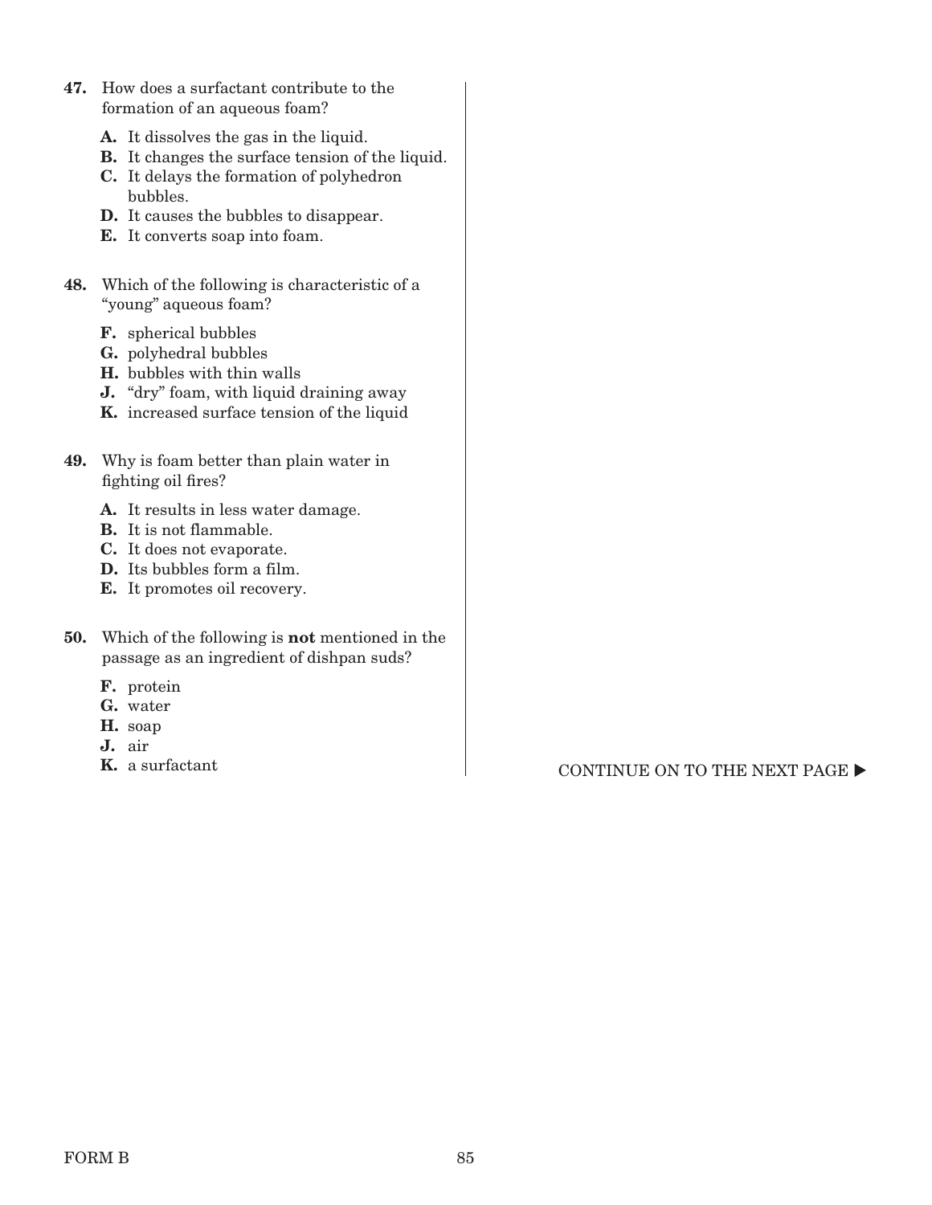**47.** How does a surfactant contribute to the formation of an aqueous foam?

- **A.** It dissolves the gas in the liquid.
- **B.** It changes the surface tension of the liquid.
- **C.** It delays the formation of polyhedron bubbles.
- **D.** It causes the bubbles to disappear.
- **E.** It converts soap into foam.

**48.** Which of the following is characteristic of a "young" aqueous foam?

- **F.** spherical bubbles
- **G.** polyhedral bubbles
- **H.** bubbles with thin walls
- **J.** "dry" foam, with liquid draining away
- **K.** increased surface tension of the liquid

**49.** Why is foam better than plain water in fighting oil fires?

- **A.** It results in less water damage.
- **B.** It is not flammable.
- **C.** It does not evaporate.
- **D.** Its bubbles form a film.
- **E.** It promotes oil recovery.

**50.** Which of the following is **not** mentioned in the passage as an ingredient of dishpan suds?

- **F.** protein
- **G.** water
- **H.** soap
- **J.** air
- **K.** a surfactant

CONTINUE ON TO THE NEXT PAGE ▶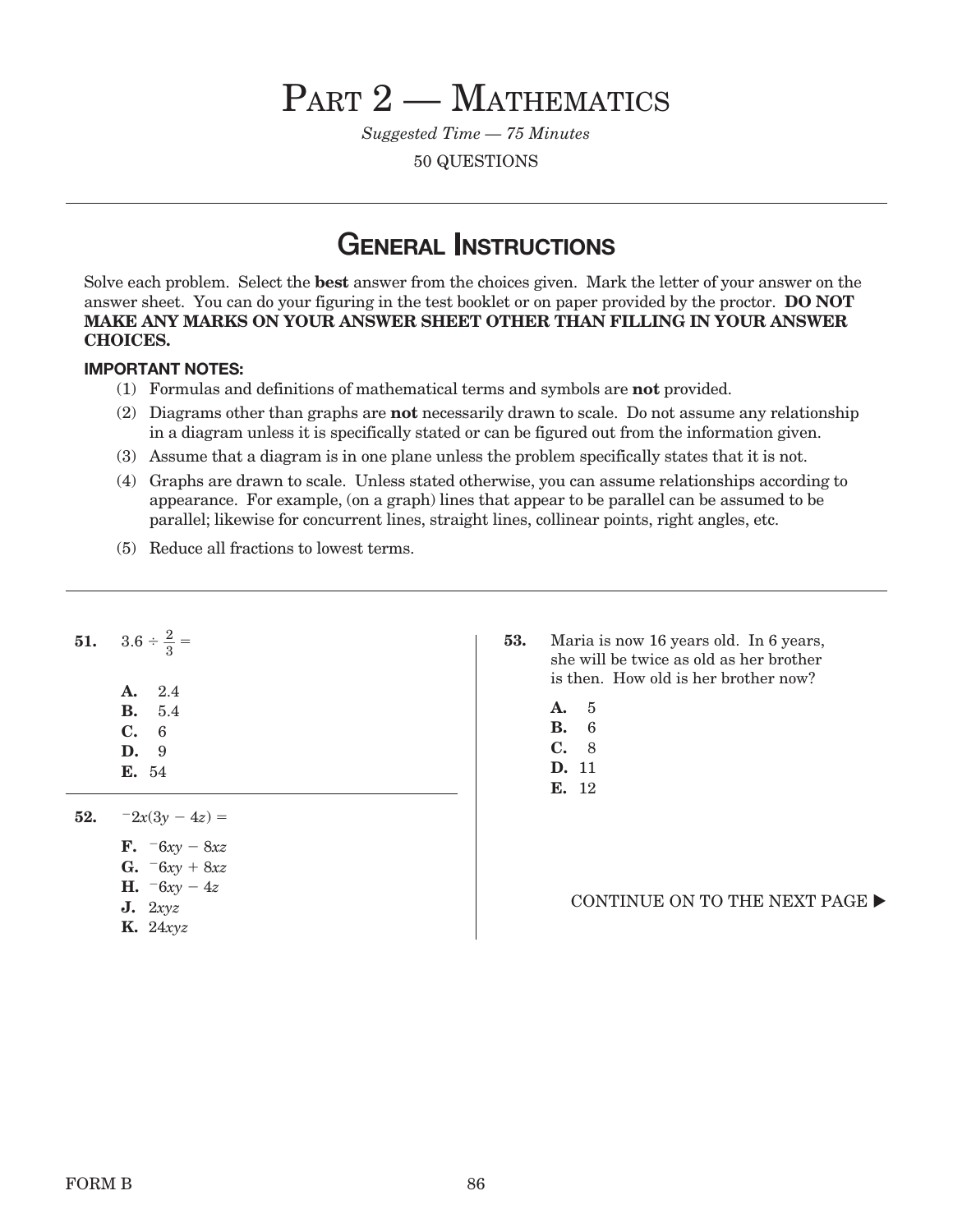# Part 2 — Mathematics

*Suggested Time — 75 Minutes*

50 QUESTIONS

## General Instructions

Solve each problem. Select the **best** answer from the choices given. Mark the letter of your answer on the answer sheet. You can do your figuring in the test booklet or on paper provided by the proctor. **DO NOT MAKE ANY MARKS ON YOUR ANSWER SHEET OTHER THAN FILLING IN YOUR ANSWER CHOICES.**

**IMPORTANT NOTES:**

(1) Formulas and definitions of mathematical terms and symbols are **not** provided.

(2) Diagrams other than graphs are **not** necessarily drawn to scale. Do not assume any relationship in a diagram unless it is specifically stated or can be figured out from the information given.

(3) Assume that a diagram is in one plane unless the problem specifically states that it is not.

(4) Graphs are drawn to scale. Unless stated otherwise, you can assume relationships according to appearance. For example, (on a graph) lines that appear to be parallel can be assumed to be parallel; likewise for concurrent lines, straight lines, collinear points, right angles, etc.

(5) Reduce all fractions to lowest terms.

---

**51.** $3.6 \div \frac{2}{3} =$

- **A.** 2.4
- **B.** 5.4
- **C.** 6
- **D.** 9
- **E.** 54

**52.** $^{-}2x(3y - 4z) =$

- **F.** $^{-}6xy - 8xz$
- **G.** $^{-}6xy + 8xz$
- **H.** $^{-}6xy - 4z$
- **J.** $2xyz$
- **K.** $24xyz$

**53.** Maria is now 16 years old. In 6 years, she will be twice as old as her brother is then. How old is her brother now?

- **A.** 5
- **B.** 6
- **C.** 8
- **D.** 11
- **E.** 12

CONTINUE ON TO THE NEXT PAGE ▶

FORM B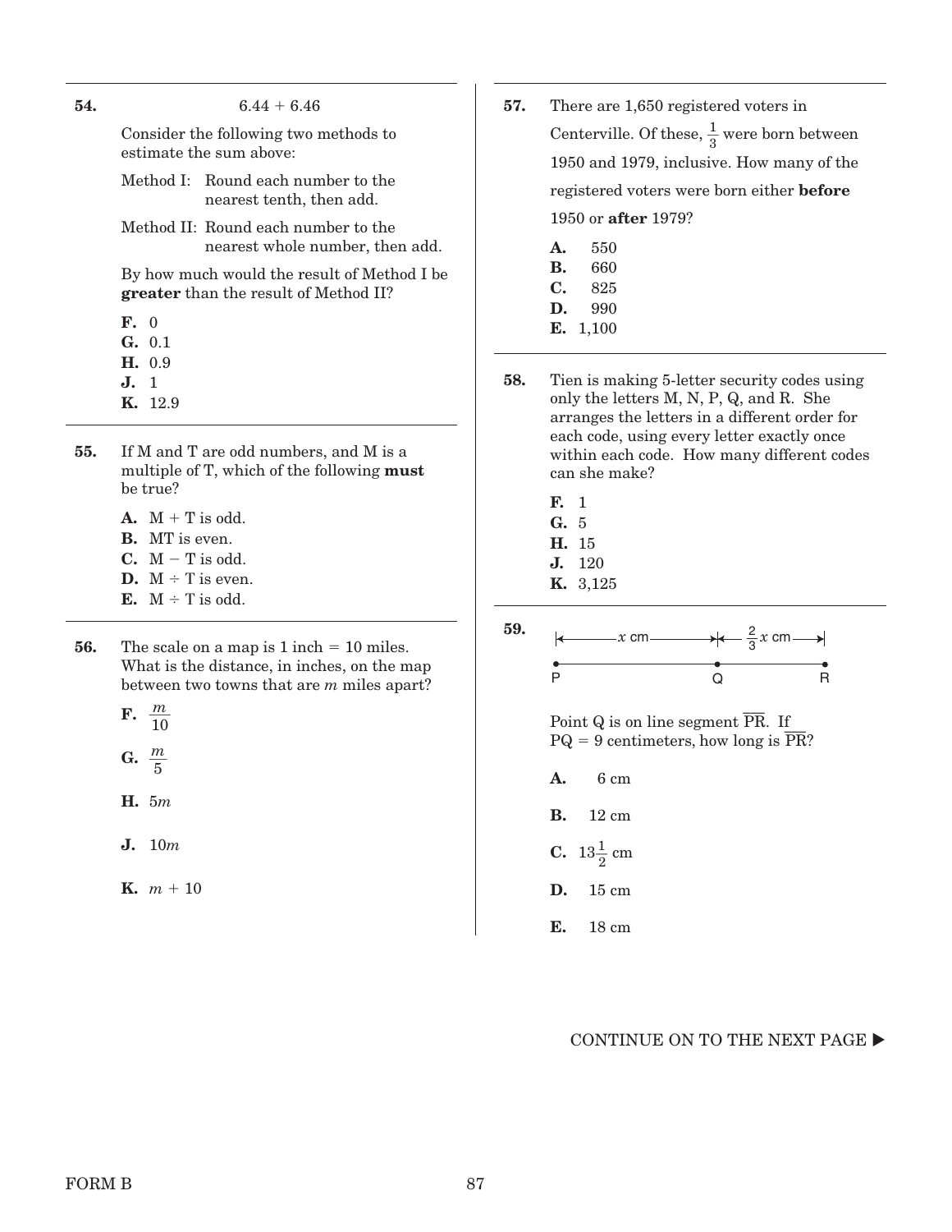**54.** $6.44 + 6.46$

Consider the following two methods to estimate the sum above:

Method I: Round each number to the nearest tenth, then add.

Method II: Round each number to the nearest whole number, then add.

By how much would the result of Method I be **greater** than the result of Method II?

- **F.** 0
- **G.** 0.1
- **H.** 0.9
- **J.** 1
- **K.** 12.9

**55.** If M and T are odd numbers, and M is a multiple of T, which of the following **must** be true?

- **A.** M + T is odd.
- **B.** MT is even.
- **C.** M − T is odd.
- **D.** M ÷ T is even.
- **E.** M ÷ T is odd.

**56.** The scale on a map is 1 inch = 10 miles. What is the distance, in inches, on the map between two towns that are $m$ miles apart?

- **F.** $\frac{m}{10}$
- **G.** $\frac{m}{5}$
- **H.** $5m$
- **J.** $10m$
- **K.** $m + 10$

**57.** There are 1,650 registered voters in Centerville. Of these, $\frac{1}{3}$ were born between 1950 and 1979, inclusive. How many of the registered voters were born either **before** 1950 or **after** 1979?

- **A.** 550
- **B.** 660
- **C.** 825
- **D.** 990
- **E.** 1,100

**58.** Tien is making 5-letter security codes using only the letters M, N, P, Q, and R. She arranges the letters in a different order for each code, using every letter exactly once within each code. How many different codes can she make?

- **F.** 1
- **G.** 5
- **H.** 15
- **J.** 120
- **K.** 3,125

**59.**

P ——— $x$ cm ——— Q ——— $\frac{2}{3}x$ cm ——— R

Point Q is on line segment $\overline{PR}$. If PQ = 9 centimeters, how long is $\overline{PR}$?

- **A.** 6 cm
- **B.** 12 cm
- **C.** $13\frac{1}{2}$ cm
- **D.** 15 cm
- **E.** 18 cm

CONTINUE ON TO THE NEXT PAGE ▶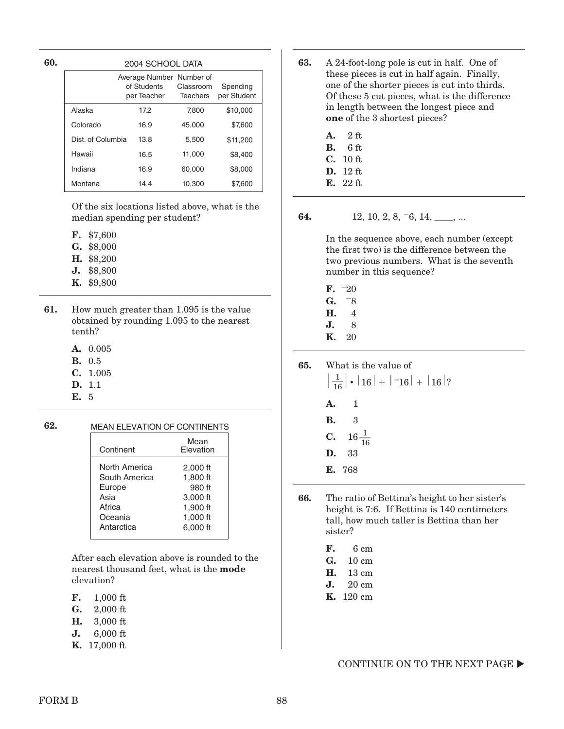**60.**

2004 SCHOOL DATA

| | Average Number of Students per Teacher | Number of Classroom Teachers | Spending per Student |
|---|---|---|---|
| Alaska | 17.2 | 7,800 | $10,000 |
| Colorado | 16.9 | 45,000 | $7,600 |
| Dist. of Columbia | 13.8 | 5,500 | $11,200 |
| Hawaii | 16.5 | 11,000 | $8,400 |
| Indiana | 16.9 | 60,000 | $8,000 |
| Montana | 14.4 | 10,300 | $7,600 |

Of the six locations listed above, what is the median spending per student?

- **F.** $7,600
- **G.** $8,000
- **H.** $8,200
- **J.** $8,800
- **K.** $9,800

**61.** How much greater than 1.095 is the value obtained by rounding 1.095 to the nearest tenth?

- **A.** 0.005
- **B.** 0.5
- **C.** 1.005
- **D.** 1.1
- **E.** 5

**62.**

MEAN ELEVATION OF CONTINENTS

| Continent | Mean Elevation |
|---|---|
| North America | 2,000 ft |
| South America | 1,800 ft |
| Europe | 980 ft |
| Asia | 3,000 ft |
| Africa | 1,900 ft |
| Oceania | 1,000 ft |
| Antarctica | 6,000 ft |

After each elevation above is rounded to the nearest thousand feet, what is the **mode** elevation?

- **F.** 1,000 ft
- **G.** 2,000 ft
- **H.** 3,000 ft
- **J.** 6,000 ft
- **K.** 17,000 ft

**63.** A 24-foot-long pole is cut in half. One of these pieces is cut in half again. Finally, one of the shorter pieces is cut into thirds. Of these 5 cut pieces, what is the difference in length between the longest piece and **one** of the 3 shortest pieces?

- **A.** 2 ft
- **B.** 6 ft
- **C.** 10 ft
- **D.** 12 ft
- **E.** 22 ft

**64.** 12, 10, 2, 8, $^-6$, 14, \_\_\_\_, ...

In the sequence above, each number (except the first two) is the difference between the two previous numbers. What is the seventh number in this sequence?

- **F.** $^-20$
- **G.** $^-8$
- **H.** 4
- **J.** 8
- **K.** 20

**65.** What is the value of $\left|\frac{1}{16}\right| \cdot |16| + |{}^-16| + |16|$?

- **A.** 1
- **B.** 3
- **C.** $16\frac{1}{16}$
- **D.** 33
- **E.** 768

**66.** The ratio of Bettina's height to her sister's height is 7:6. If Bettina is 140 centimeters tall, how much taller is Bettina than her sister?

- **F.** 6 cm
- **G.** 10 cm
- **H.** 13 cm
- **J.** 20 cm
- **K.** 120 cm

CONTINUE ON TO THE NEXT PAGE ▶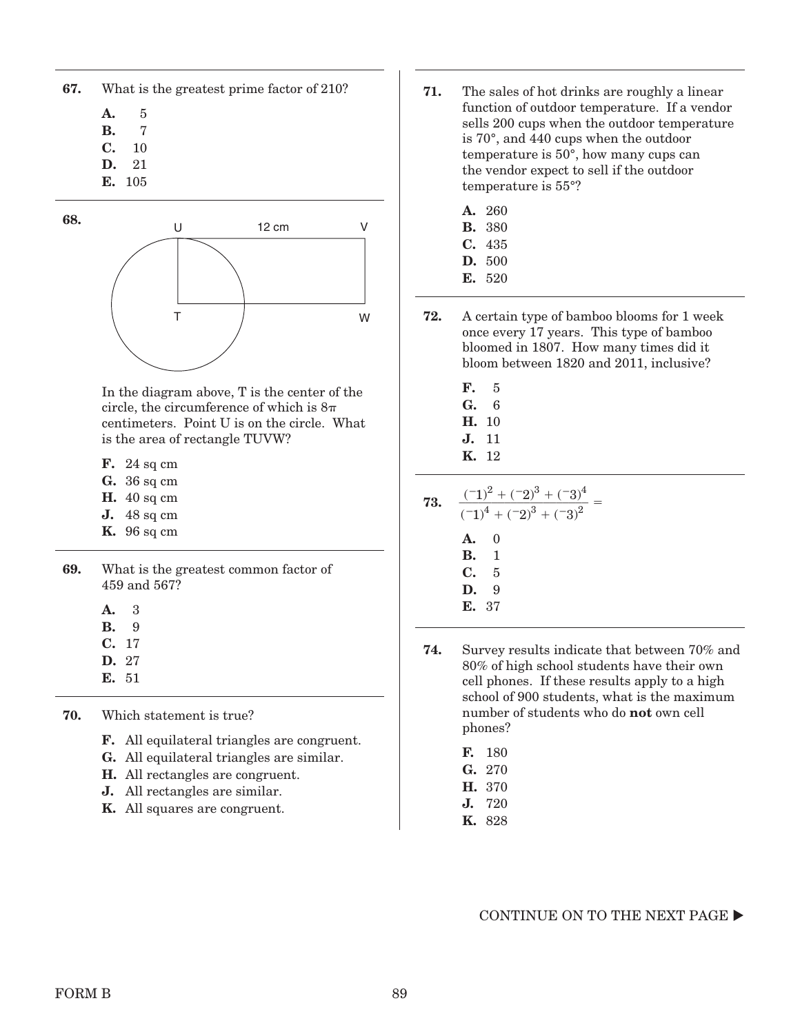**67.** What is the greatest prime factor of 210?

- **A.** 5
- **B.** 7
- **C.** 10
- **D.** 21
- **E.** 105

**68.**

U 12 cm V

T W

In the diagram above, T is the center of the circle, the circumference of which is $8\pi$ centimeters. Point U is on the circle. What is the area of rectangle TUVW?

- **F.** 24 sq cm
- **G.** 36 sq cm
- **H.** 40 sq cm
- **J.** 48 sq cm
- **K.** 96 sq cm

**69.** What is the greatest common factor of 459 and 567?

- **A.** 3
- **B.** 9
- **C.** 17
- **D.** 27
- **E.** 51

**70.** Which statement is true?

- **F.** All equilateral triangles are congruent.
- **G.** All equilateral triangles are similar.
- **H.** All rectangles are congruent.
- **J.** All rectangles are similar.
- **K.** All squares are congruent.

**71.** The sales of hot drinks are roughly a linear function of outdoor temperature. If a vendor sells 200 cups when the outdoor temperature is 70°, and 440 cups when the outdoor temperature is 50°, how many cups can the vendor expect to sell if the outdoor temperature is 55°?

- **A.** 260
- **B.** 380
- **C.** 435
- **D.** 500
- **E.** 520

**72.** A certain type of bamboo blooms for 1 week once every 17 years. This type of bamboo bloomed in 1807. How many times did it bloom between 1820 and 2011, inclusive?

- **F.** 5
- **G.** 6
- **H.** 10
- **J.** 11
- **K.** 12

**73.** $\dfrac{(^{-}1)^2 + (^{-}2)^3 + (^{-}3)^4}{(^{-}1)^4 + (^{-}2)^3 + (^{-}3)^2} =$

- **A.** 0
- **B.** 1
- **C.** 5
- **D.** 9
- **E.** 37

**74.** Survey results indicate that between 70% and 80% of high school students have their own cell phones. If these results apply to a high school of 900 students, what is the maximum number of students who do **not** own cell phones?

- **F.** 180
- **G.** 270
- **H.** 370
- **J.** 720
- **K.** 828

CONTINUE ON TO THE NEXT PAGE ▶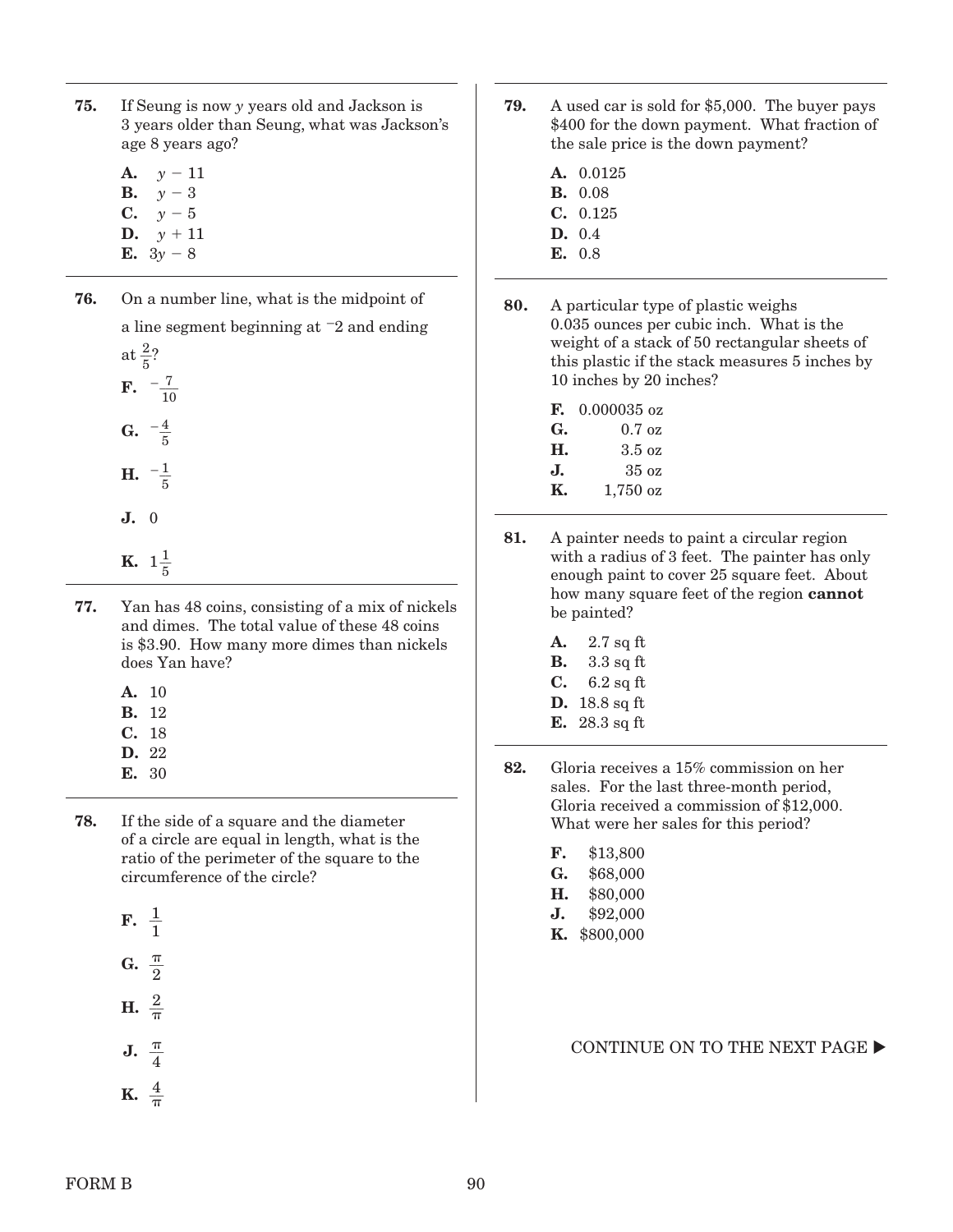**75.** If Seung is now $y$ years old and Jackson is 3 years older than Seung, what was Jackson's age 8 years ago?

- **A.** $y - 11$
- **B.** $y - 3$
- **C.** $y - 5$
- **D.** $y + 11$
- **E.** $3y - 8$

**76.** On a number line, what is the midpoint of a line segment beginning at $^-2$ and ending at $\frac{2}{5}$?

- **F.** $-\frac{7}{10}$
- **G.** $-\frac{4}{5}$
- **H.** $-\frac{1}{5}$
- **J.** $0$
- **K.** $1\frac{1}{5}$

**77.** Yan has 48 coins, consisting of a mix of nickels and dimes. The total value of these 48 coins is \$3.90. How many more dimes than nickels does Yan have?

- **A.** 10
- **B.** 12
- **C.** 18
- **D.** 22
- **E.** 30

**78.** If the side of a square and the diameter of a circle are equal in length, what is the ratio of the perimeter of the square to the circumference of the circle?

- **F.** $\frac{1}{1}$
- **G.** $\frac{\pi}{2}$
- **H.** $\frac{2}{\pi}$
- **J.** $\frac{\pi}{4}$
- **K.** $\frac{4}{\pi}$

**79.** A used car is sold for \$5,000. The buyer pays \$400 for the down payment. What fraction of the sale price is the down payment?

- **A.** 0.0125
- **B.** 0.08
- **C.** 0.125
- **D.** 0.4
- **E.** 0.8

**80.** A particular type of plastic weighs 0.035 ounces per cubic inch. What is the weight of a stack of 50 rectangular sheets of this plastic if the stack measures 5 inches by 10 inches by 20 inches?

- **F.** 0.000035 oz
- **G.** 0.7 oz
- **H.** 3.5 oz
- **J.** 35 oz
- **K.** 1,750 oz

**81.** A painter needs to paint a circular region with a radius of 3 feet. The painter has only enough paint to cover 25 square feet. About how many square feet of the region **cannot** be painted?

- **A.** 2.7 sq ft
- **B.** 3.3 sq ft
- **C.** 6.2 sq ft
- **D.** 18.8 sq ft
- **E.** 28.3 sq ft

**82.** Gloria receives a 15% commission on her sales. For the last three-month period, Gloria received a commission of \$12,000. What were her sales for this period?

- **F.** \$13,800
- **G.** \$68,000
- **H.** \$80,000
- **J.** \$92,000
- **K.** \$800,000

CONTINUE ON TO THE NEXT PAGE ▶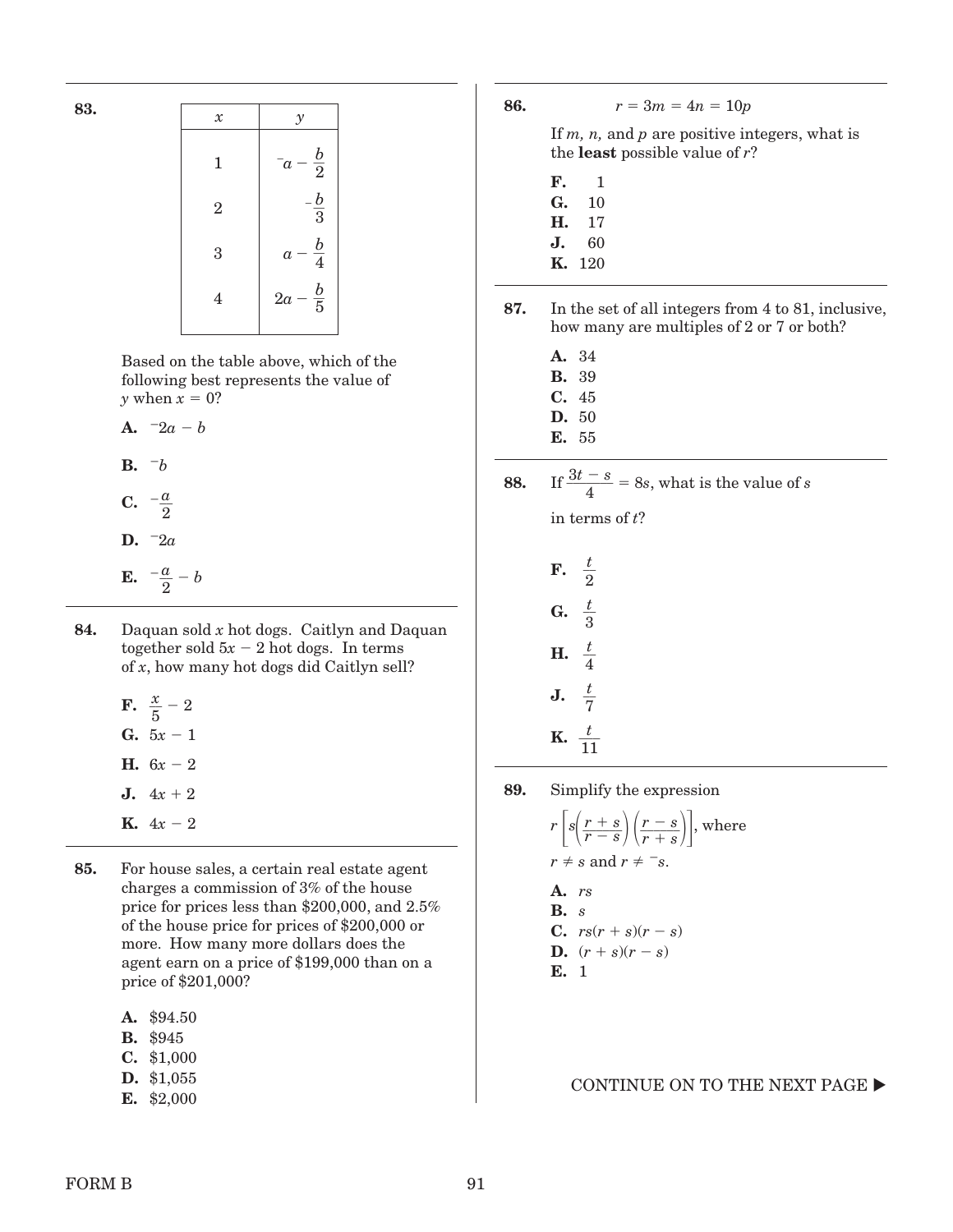**83.**

| $x$ | $y$ |
|---|---|
| 1 | $^{-}a - \frac{b}{2}$ |
| 2 | $-\frac{b}{3}$ |
| 3 | $a - \frac{b}{4}$ |
| 4 | $2a - \frac{b}{5}$ |

Based on the table above, which of the following best represents the value of $y$ when $x = 0$?

**A.** $^{-}2a - b$

**B.** $^{-}b$

**C.** $-\frac{a}{2}$

**D.** $^{-}2a$

**E.** $-\frac{a}{2} - b$

**84.** Daquan sold $x$ hot dogs. Caitlyn and Daquan together sold $5x - 2$ hot dogs. In terms of $x$, how many hot dogs did Caitlyn sell?

**F.** $\frac{x}{5} - 2$

**G.** $5x - 1$

**H.** $6x - 2$

**J.** $4x + 2$

**K.** $4x - 2$

**85.** For house sales, a certain real estate agent charges a commission of 3% of the house price for prices less than \$200,000, and 2.5% of the house price for prices of \$200,000 or more. How many more dollars does the agent earn on a price of \$199,000 than on a price of \$201,000?

**A.** \$94.50
**B.** \$945
**C.** \$1,000
**D.** \$1,055
**E.** \$2,000

**86.** $$r = 3m = 4n = 10p$$

If $m$, $n$, and $p$ are positive integers, what is the **least** possible value of $r$?

**F.** 1
**G.** 10
**H.** 17
**J.** 60
**K.** 120

**87.** In the set of all integers from 4 to 81, inclusive, how many are multiples of 2 or 7 or both?

**A.** 34
**B.** 39
**C.** 45
**D.** 50
**E.** 55

**88.** If $\frac{3t - s}{4} = 8s$, what is the value of $s$ in terms of $t$?

**F.** $\frac{t}{2}$

**G.** $\frac{t}{3}$

**H.** $\frac{t}{4}$

**J.** $\frac{t}{7}$

**K.** $\frac{t}{11}$

**89.** Simplify the expression

$r\left[s\left(\frac{r+s}{r-s}\right)\left(\frac{r-s}{r+s}\right)\right]$, where $r \neq s$ and $r \neq {}^{-}s$.

**A.** $rs$
**B.** $s$
**C.** $rs(r + s)(r - s)$
**D.** $(r + s)(r - s)$
**E.** 1

CONTINUE ON TO THE NEXT PAGE ▶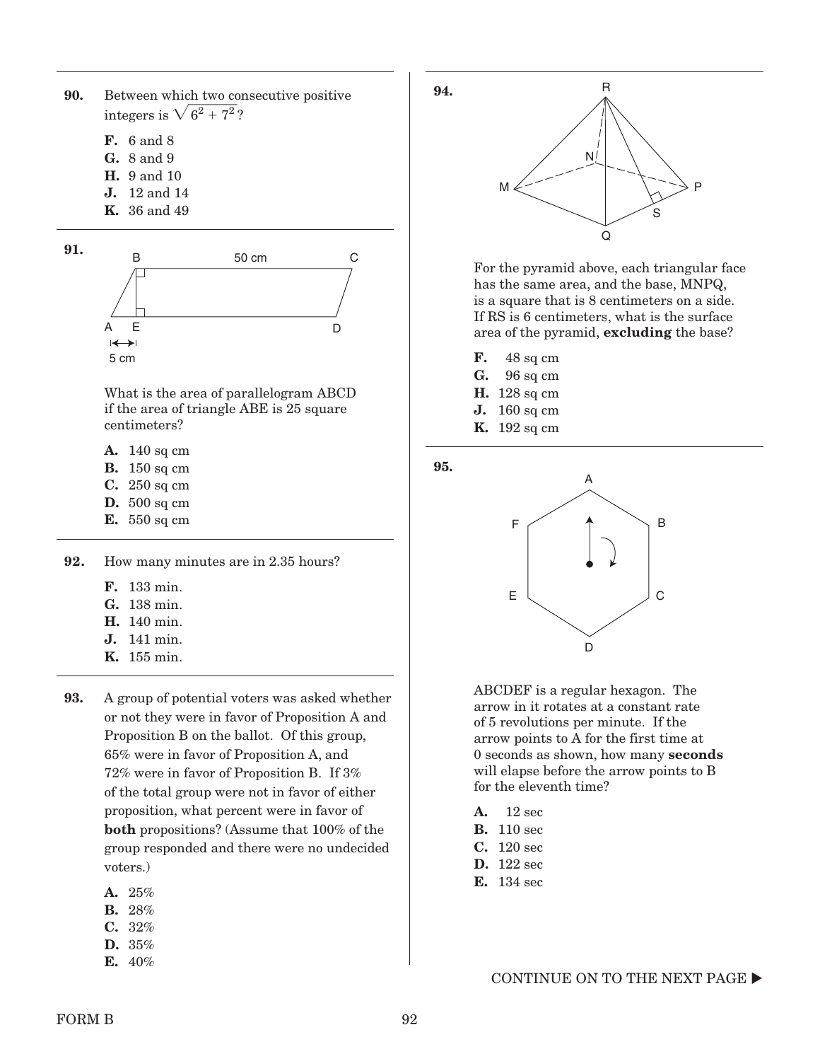**90.** Between which two consecutive positive integers is $\sqrt{6^2 + 7^2}$?

- **F.** 6 and 8
- **G.** 8 and 9
- **H.** 9 and 10
- **J.** 12 and 14
- **K.** 36 and 49

**91.**

B 50 cm C

A E D

5 cm

What is the area of parallelogram ABCD if the area of triangle ABE is 25 square centimeters?

- **A.** 140 sq cm
- **B.** 150 sq cm
- **C.** 250 sq cm
- **D.** 500 sq cm
- **E.** 550 sq cm

**92.** How many minutes are in 2.35 hours?

- **F.** 133 min.
- **G.** 138 min.
- **H.** 140 min.
- **J.** 141 min.
- **K.** 155 min.

**93.** A group of potential voters was asked whether or not they were in favor of Proposition A and Proposition B on the ballot. Of this group, 65% were in favor of Proposition A, and 72% were in favor of Proposition B. If 3% of the total group were not in favor of either proposition, what percent were in favor of **both** propositions? (Assume that 100% of the group responded and there were no undecided voters.)

- **A.** 25%
- **B.** 28%
- **C.** 32%
- **D.** 35%
- **E.** 40%

**94.**

R

N

M P

S

Q

For the pyramid above, each triangular face has the same area, and the base, MNPQ, is a square that is 8 centimeters on a side. If RS is 6 centimeters, what is the surface area of the pyramid, **excluding** the base?

- **F.** 48 sq cm
- **G.** 96 sq cm
- **H.** 128 sq cm
- **J.** 160 sq cm
- **K.** 192 sq cm

**95.**

A

F B

E C

D

ABCDEF is a regular hexagon. The arrow in it rotates at a constant rate of 5 revolutions per minute. If the arrow points to A for the first time at 0 seconds as shown, how many **seconds** will elapse before the arrow points to B for the eleventh time?

- **A.** 12 sec
- **B.** 110 sec
- **C.** 120 sec
- **D.** 122 sec
- **E.** 134 sec

CONTINUE ON TO THE NEXT PAGE ▶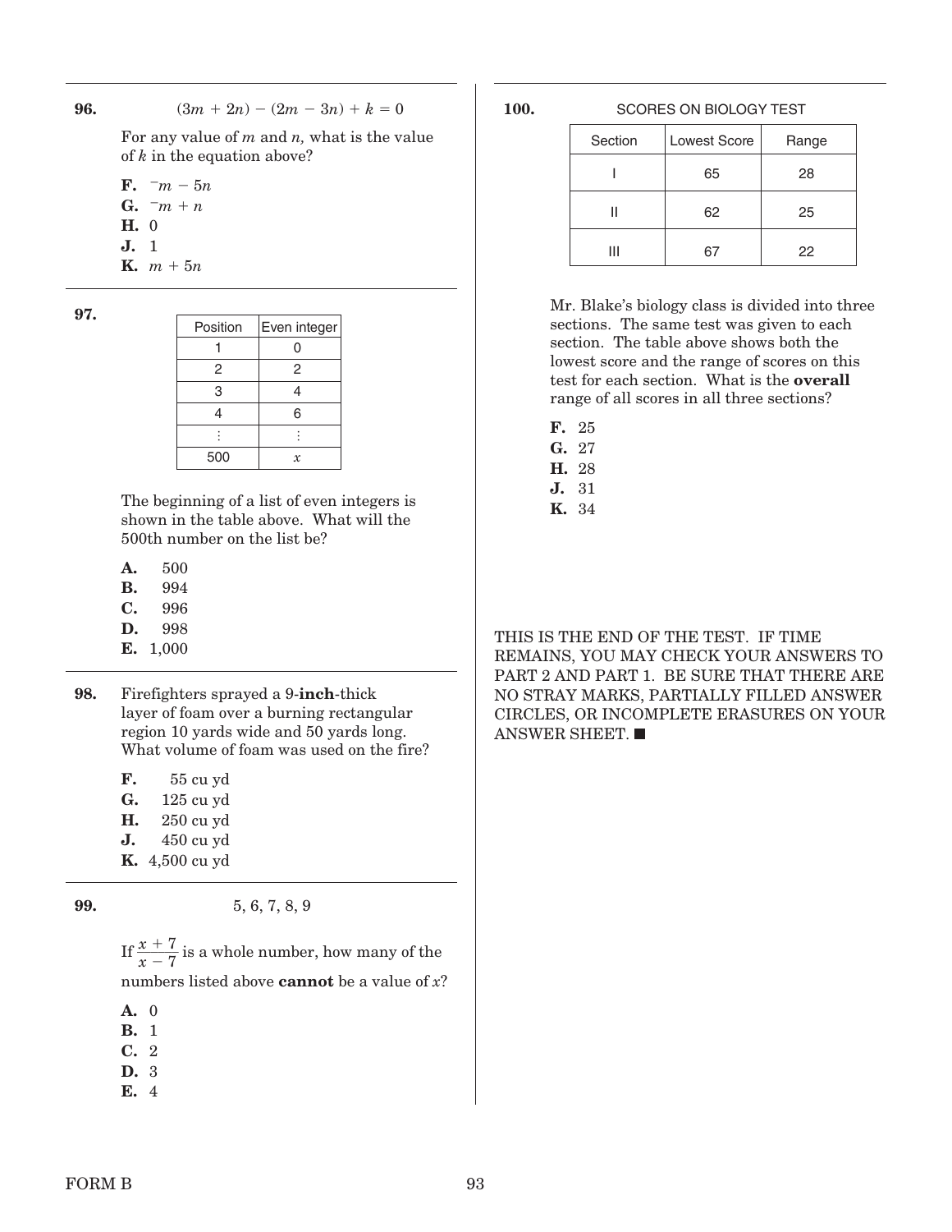**96.** $$(3m + 2n) - (2m - 3n) + k = 0$$

For any value of $m$ and $n$, what is the value of $k$ in the equation above?

**F.** $^{-}m - 5n$
**G.** $^{-}m + n$
**H.** 0
**J.** 1
**K.** $m + 5n$

**97.**

| Position | Even integer |
|---|---|
| 1 | 0 |
| 2 | 2 |
| 3 | 4 |
| 4 | 6 |
| ⋮ | ⋮ |
| 500 | $x$ |

The beginning of a list of even integers is shown in the table above. What will the 500th number on the list be?

**A.** 500
**B.** 994
**C.** 996
**D.** 998
**E.** 1,000

**98.** Firefighters sprayed a 9-**inch**-thick layer of foam over a burning rectangular region 10 yards wide and 50 yards long. What volume of foam was used on the fire?

**F.** 55 cu yd
**G.** 125 cu yd
**H.** 250 cu yd
**J.** 450 cu yd
**K.** 4,500 cu yd

**99.** 5, 6, 7, 8, 9

If $\frac{x+7}{x-7}$ is a whole number, how many of the numbers listed above **cannot** be a value of $x$?

**A.** 0
**B.** 1
**C.** 2
**D.** 3
**E.** 4

**100.** SCORES ON BIOLOGY TEST

| Section | Lowest Score | Range |
|---|---|---|
| I | 65 | 28 |
| II | 62 | 25 |
| III | 67 | 22 |

Mr. Blake's biology class is divided into three sections. The same test was given to each section. The table above shows both the lowest score and the range of scores on this test for each section. What is the **overall** range of all scores in all three sections?

**F.** 25
**G.** 27
**H.** 28
**J.** 31
**K.** 34

THIS IS THE END OF THE TEST. IF TIME REMAINS, YOU MAY CHECK YOUR ANSWERS TO PART 2 AND PART 1. BE SURE THAT THERE ARE NO STRAY MARKS, PARTIALLY FILLED ANSWER CIRCLES, OR INCOMPLETE ERASURES ON YOUR ANSWER SHEET. ■

FORM B